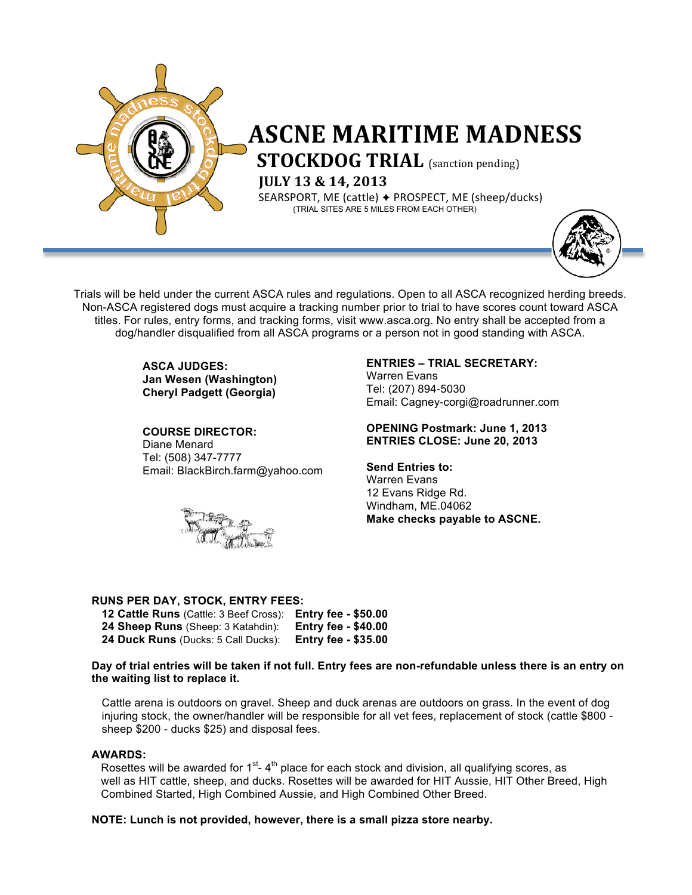# ASCNE MARITIME MADNESS

## STOCKDOG TRIAL (sanction pending)

### JULY 13 & 14, 2013

SEARSPORT, ME (cattle) ✦ PROSPECT, ME (sheep/ducks)
(TRIAL SITES ARE 5 MILES FROM EACH OTHER)

Trials will be held under the current ASCA rules and regulations. Open to all ASCA recognized herding breeds. Non-ASCA registered dogs must acquire a tracking number prior to trial to have scores count toward ASCA titles. For rules, entry forms, and tracking forms, visit www.asca.org. No entry shall be accepted from a dog/handler disqualified from all ASCA programs or a person not in good standing with ASCA.

**ASCA JUDGES:**
**Jan Wesen (Washington)**
**Cheryl Padgett (Georgia)**

**COURSE DIRECTOR:**
Diane Menard
Tel: (508) 347-7777
Email: BlackBirch.farm@yahoo.com

**ENTRIES – TRIAL SECRETARY:**
Warren Evans
Tel: (207) 894-5030
Email: Cagney-corgi@roadrunner.com

**OPENING Postmark: June 1, 2013**
**ENTRIES CLOSE: June 20, 2013**

**Send Entries to:**
Warren Evans
12 Evans Ridge Rd.
Windham, ME.04062
**Make checks payable to ASCNE.**

**RUNS PER DAY, STOCK, ENTRY FEES:**

**12 Cattle Runs** (Cattle: 3 Beef Cross): **Entry fee - $50.00**
**24 Sheep Runs** (Sheep: 3 Katahdin): **Entry fee - $40.00**
**24 Duck Runs** (Ducks: 5 Call Ducks): **Entry fee - $35.00**

**Day of trial entries will be taken if not full. Entry fees are non-refundable unless there is an entry on the waiting list to replace it.**

Cattle arena is outdoors on gravel. Sheep and duck arenas are outdoors on grass. In the event of dog injuring stock, the owner/handler will be responsible for all vet fees, replacement of stock (cattle $800 - sheep $200 - ducks $25) and disposal fees.

**AWARDS:**
Rosettes will be awarded for 1st- 4th place for each stock and division, all qualifying scores, as well as HIT cattle, sheep, and ducks. Rosettes will be awarded for HIT Aussie, HIT Other Breed, High Combined Started, High Combined Aussie, and High Combined Other Breed.

**NOTE: Lunch is not provided, however, there is a small pizza store nearby.**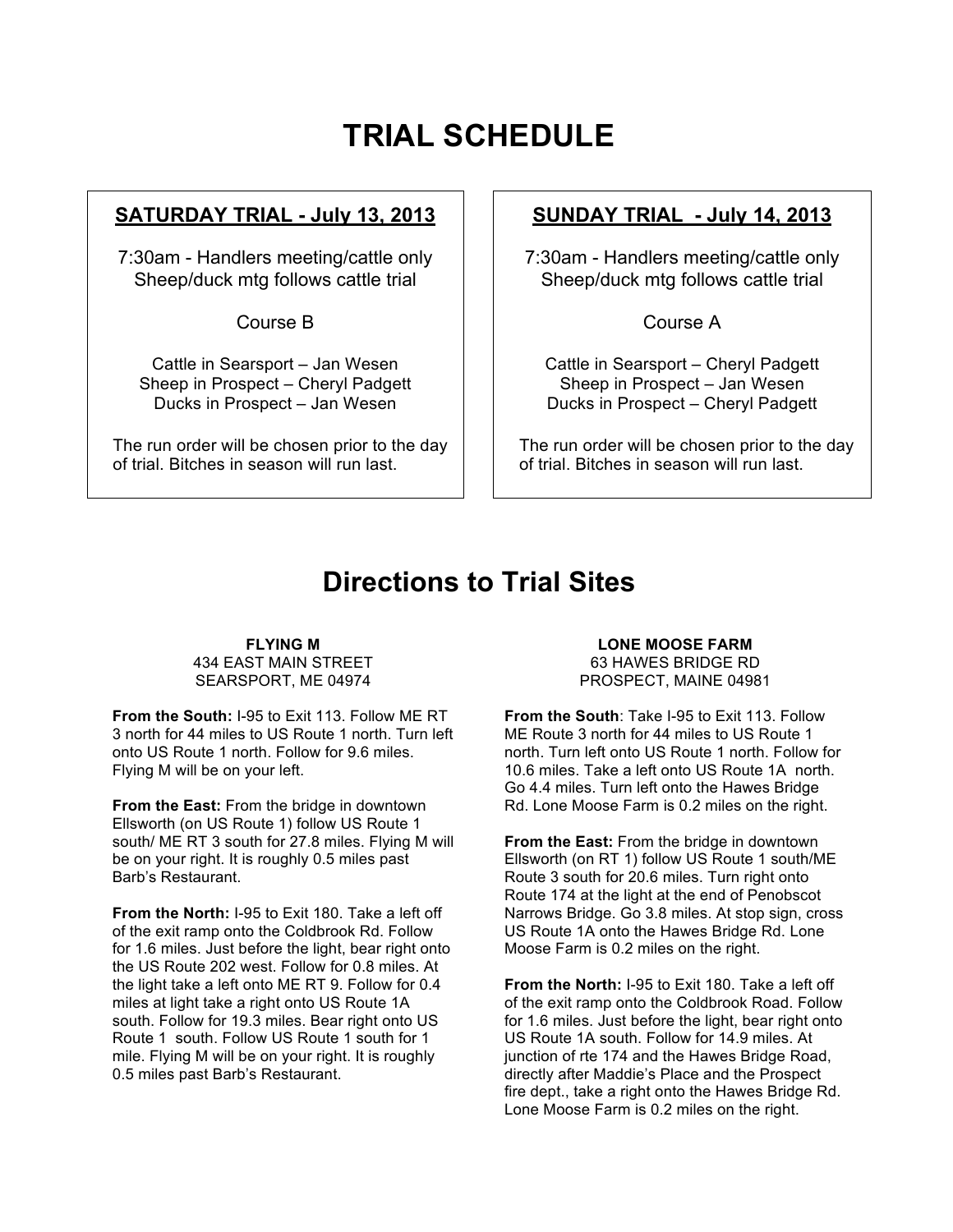# TRIAL SCHEDULE

## SATURDAY TRIAL - July 13, 2013

7:30am - Handlers meeting/cattle only
Sheep/duck mtg follows cattle trial

Course B

Cattle in Searsport – Jan Wesen
Sheep in Prospect – Cheryl Padgett
Ducks in Prospect – Jan Wesen

The run order will be chosen prior to the day of trial. Bitches in season will run last.

## SUNDAY TRIAL - July 14, 2013

7:30am - Handlers meeting/cattle only
Sheep/duck mtg follows cattle trial

Course A

Cattle in Searsport – Cheryl Padgett
Sheep in Prospect – Jan Wesen
Ducks in Prospect – Cheryl Padgett

The run order will be chosen prior to the day of trial. Bitches in season will run last.

# Directions to Trial Sites

### FLYING M

434 EAST MAIN STREET
SEARSPORT, ME 04974

**From the South:** I-95 to Exit 113. Follow ME RT 3 north for 44 miles to US Route 1 north. Turn left onto US Route 1 north. Follow for 9.6 miles. Flying M will be on your left.

**From the East:** From the bridge in downtown Ellsworth (on US Route 1) follow US Route 1 south/ ME RT 3 south for 27.8 miles. Flying M will be on your right. It is roughly 0.5 miles past Barb's Restaurant.

**From the North:** I-95 to Exit 180. Take a left off of the exit ramp onto the Coldbrook Rd. Follow for 1.6 miles. Just before the light, bear right onto the US Route 202 west. Follow for 0.8 miles. At the light take a left onto ME RT 9. Follow for 0.4 miles at light take a right onto US Route 1A south. Follow for 19.3 miles. Bear right onto US Route 1 south. Follow US Route 1 south for 1 mile. Flying M will be on your right. It is roughly 0.5 miles past Barb's Restaurant.

### LONE MOOSE FARM

63 HAWES BRIDGE RD
PROSPECT, MAINE 04981

**From the South**: Take I-95 to Exit 113. Follow ME Route 3 north for 44 miles to US Route 1 north. Turn left onto US Route 1 north. Follow for 10.6 miles. Take a left onto US Route 1A north. Go 4.4 miles. Turn left onto the Hawes Bridge Rd. Lone Moose Farm is 0.2 miles on the right.

**From the East:** From the bridge in downtown Ellsworth (on RT 1) follow US Route 1 south/ME Route 3 south for 20.6 miles. Turn right onto Route 174 at the light at the end of Penobscot Narrows Bridge. Go 3.8 miles. At stop sign, cross US Route 1A onto the Hawes Bridge Rd. Lone Moose Farm is 0.2 miles on the right.

**From the North:** I-95 to Exit 180. Take a left off of the exit ramp onto the Coldbrook Road. Follow for 1.6 miles. Just before the light, bear right onto US Route 1A south. Follow for 14.9 miles. At junction of rte 174 and the Hawes Bridge Road, directly after Maddie's Place and the Prospect fire dept., take a right onto the Hawes Bridge Rd. Lone Moose Farm is 0.2 miles on the right.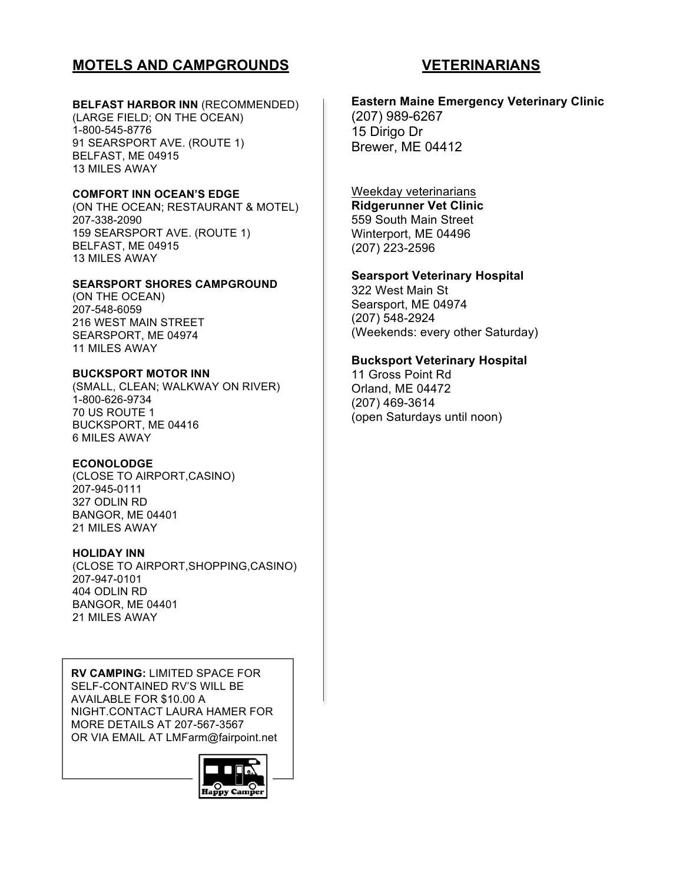## MOTELS AND CAMPGROUNDS

**BELFAST HARBOR INN** (RECOMMENDED)
(LARGE FIELD; ON THE OCEAN)
1-800-545-8776
91 SEARSPORT AVE. (ROUTE 1)
BELFAST, ME 04915
13 MILES AWAY

**COMFORT INN OCEAN'S EDGE**
(ON THE OCEAN; RESTAURANT & MOTEL)
207-338-2090
159 SEARSPORT AVE. (ROUTE 1)
BELFAST, ME 04915
13 MILES AWAY

**SEARSPORT SHORES CAMPGROUND**
(ON THE OCEAN)
207-548-6059
216 WEST MAIN STREET
SEARSPORT, ME 04974
11 MILES AWAY

**BUCKSPORT MOTOR INN**
(SMALL, CLEAN; WALKWAY ON RIVER)
1-800-626-9734
70 US ROUTE 1
BUCKSPORT, ME 04416
6 MILES AWAY

**ECONOLODGE**
(CLOSE TO AIRPORT,CASINO)
207-945-0111
327 ODLIN RD
BANGOR, ME 04401
21 MILES AWAY

**HOLIDAY INN**
(CLOSE TO AIRPORT,SHOPPING,CASINO)
207-947-0101
404 ODLIN RD
BANGOR, ME 04401
21 MILES AWAY

**RV CAMPING:** LIMITED SPACE FOR SELF-CONTAINED RV'S WILL BE AVAILABLE FOR $10.00 A NIGHT.CONTACT LAURA HAMER FOR MORE DETAILS AT 207-567-3567 OR VIA EMAIL AT LMFarm@fairpoint.net

Happy Camper

## VETERINARIANS

**Eastern Maine Emergency Veterinary Clinic**
(207) 989-6267
15 Dirigo Dr
Brewer, ME 04412

Weekday veterinarians

**Ridgerunner Vet Clinic**
559 South Main Street
Winterport, ME 04496
(207) 223-2596

**Searsport Veterinary Hospital**
322 West Main St
Searsport, ME 04974
(207) 548-2924
(Weekends: every other Saturday)

**Bucksport Veterinary Hospital**
11 Gross Point Rd
Orland, ME 04472
(207) 469-3614
(open Saturdays until noon)